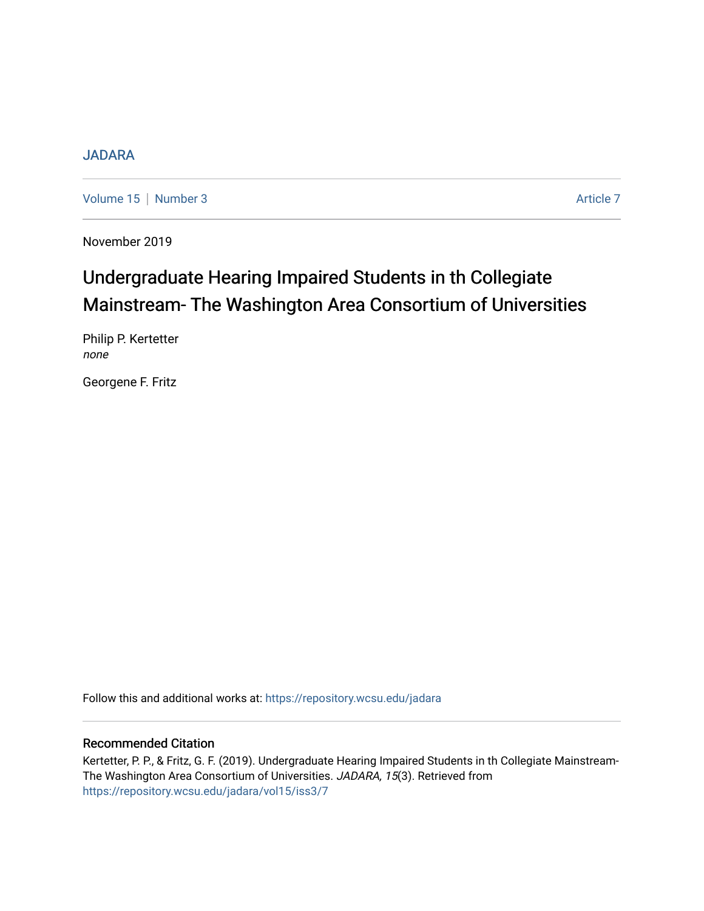JADARA

Volume 15 | Number 3 | Article 7

November 2019

# Undergraduate Hearing Impaired Students in th Collegiate Mainstream- The Washington Area Consortium of Universities

Philip P. Kertetter
*none*

Georgene F. Fritz

Follow this and additional works at: https://repository.wcsu.edu/jadara

## Recommended Citation

Kertetter, P. P., & Fritz, G. F. (2019). Undergraduate Hearing Impaired Students in th Collegiate Mainstream- The Washington Area Consortium of Universities. *JADARA, 15*(3). Retrieved from https://repository.wcsu.edu/jadara/vol15/iss3/7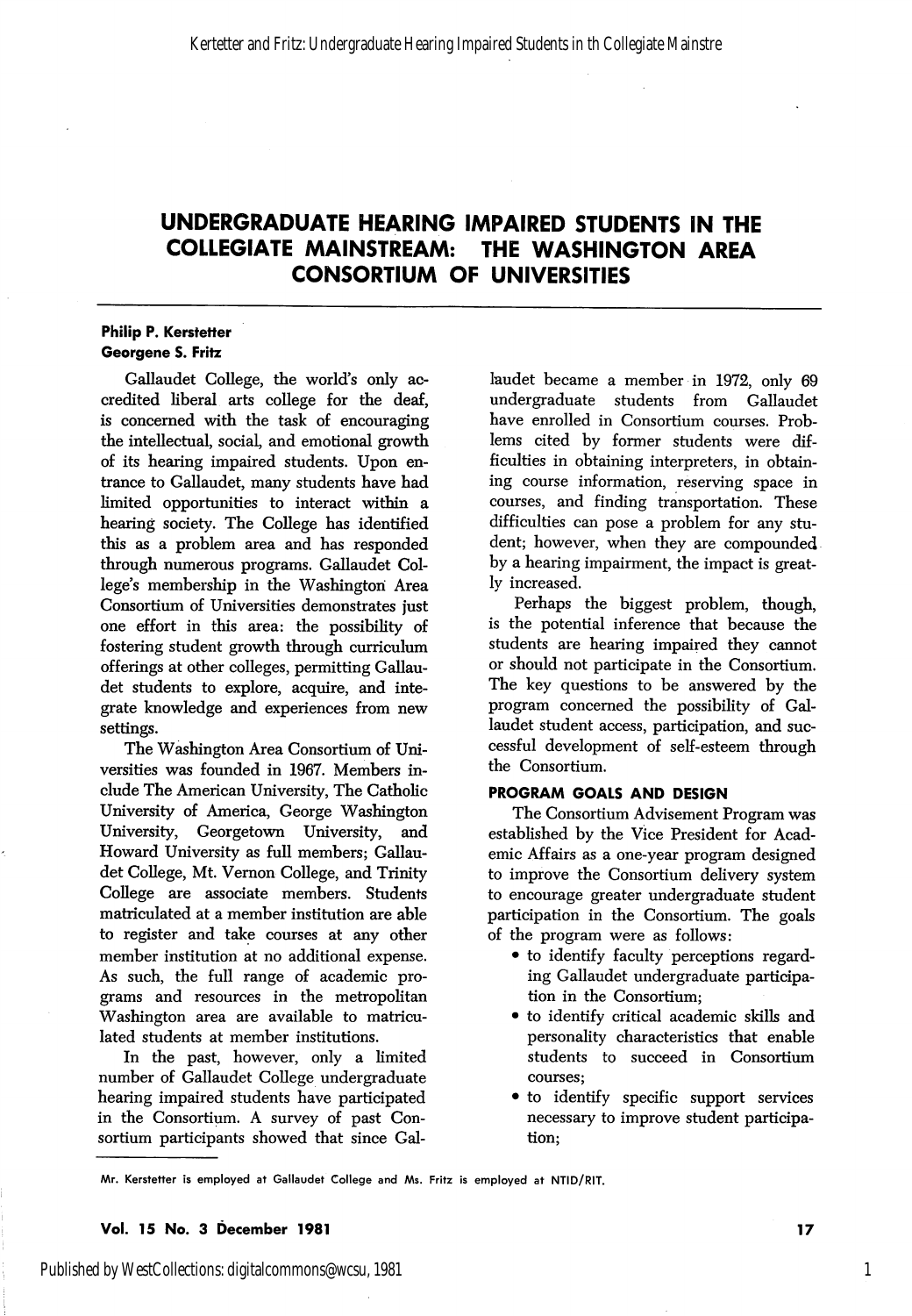# UNDERGRADUATE HEARING IMPAIRED STUDENTS IN THE COLLEGIATE MAINSTREAM: THE WASHINGTON AREA CONSORTIUM OF UNIVERSITIES

**Philip P. Kerstetter**
**Georgene S. Fritz**

Gallaudet College, the world's only accredited liberal arts college for the deaf, is concerned with the task of encouraging the intellectual, social, and emotional growth of its hearing impaired students. Upon entrance to Gallaudet, many students have had limited opportunities to interact within a hearing society. The College has identified this as a problem area and has responded through numerous programs. Gallaudet College's membership in the Washington Area Consortium of Universities demonstrates just one effort in this area: the possibility of fostering student growth through curriculum offerings at other colleges, permitting Gallaudet students to explore, acquire, and integrate knowledge and experiences from new settings.

The Washington Area Consortium of Universities was founded in 1967. Members include The American University, The Catholic University of America, George Washington University, Georgetown University, and Howard University as full members; Gallaudet College, Mt. Vernon College, and Trinity College are associate members. Students matriculated at a member institution are able to register and take courses at any other member institution at no additional expense. As such, the full range of academic programs and resources in the metropolitan Washington area are available to matriculated students at member institutions.

In the past, however, only a limited number of Gallaudet College undergraduate hearing impaired students have participated in the Consortium. A survey of past Consortium participants showed that since Gallaudet became a member in 1972, only 69 undergraduate students from Gallaudet have enrolled in Consortium courses. Problems cited by former students were difficulties in obtaining interpreters, in obtaining course information, reserving space in courses, and finding transportation. These difficulties can pose a problem for any student; however, when they are compounded by a hearing impairment, the impact is greatly increased.

Perhaps the biggest problem, though, is the potential inference that because the students are hearing impaired they cannot or should not participate in the Consortium. The key questions to be answered by the program concerned the possibility of Gallaudet student access, participation, and successful development of self-esteem through the Consortium.

## PROGRAM GOALS AND DESIGN

The Consortium Advisement Program was established by the Vice President for Academic Affairs as a one-year program designed to improve the Consortium delivery system to encourage greater undergraduate student participation in the Consortium. The goals of the program were as follows:

- to identify faculty perceptions regarding Gallaudet undergraduate participation in the Consortium;
- to identify critical academic skills and personality characteristics that enable students to succeed in Consortium courses;
- to identify specific support services necessary to improve student participation;

Mr. Kerstetter is employed at Gallaudet College and Ms. Fritz is employed at NTID/RIT.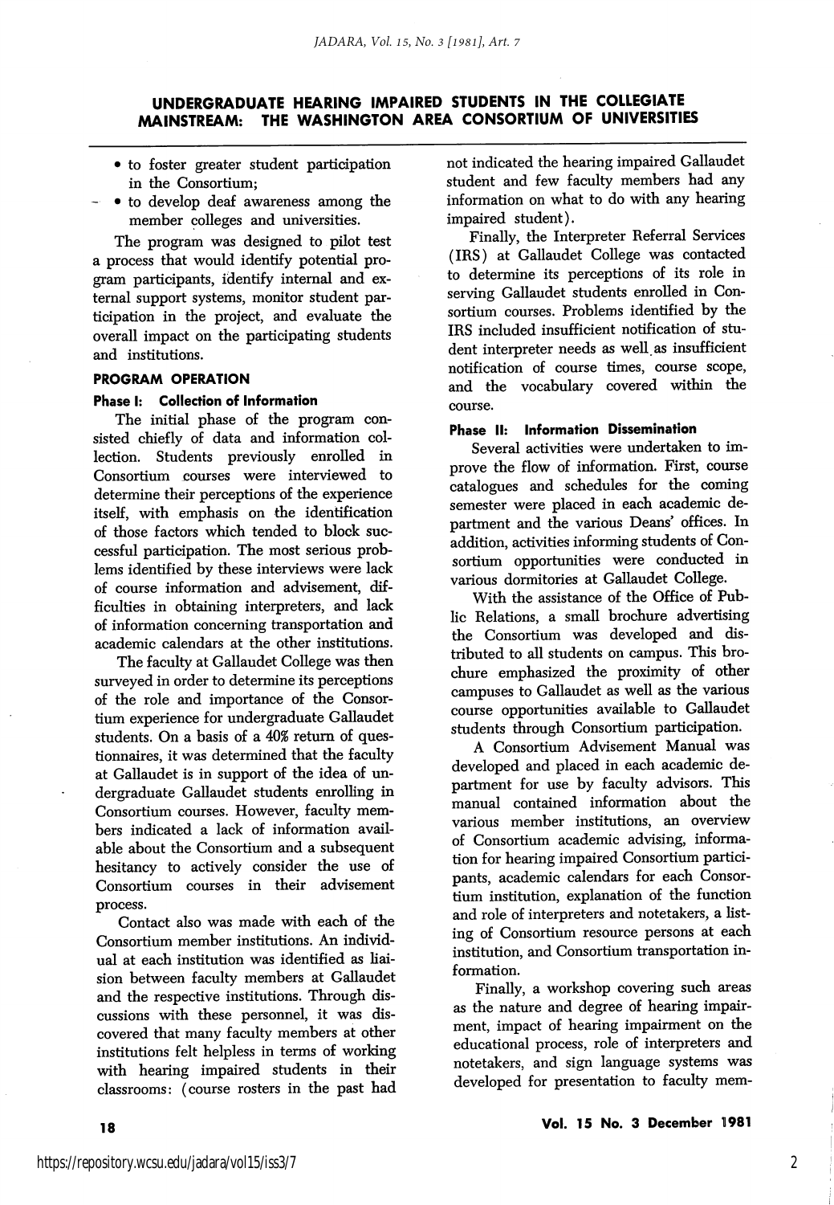- to foster greater student participation in the Consortium;
- to develop deaf awareness among the member colleges and universities.

The program was designed to pilot test a process that would identify potential program participants, identify internal and external support systems, monitor student participation in the project, and evaluate the overall impact on the participating students and institutions.

### PROGRAM OPERATION

#### Phase I: Collection of Information

The initial phase of the program consisted chiefly of data and information collection. Students previously enrolled in Consortium courses were interviewed to determine their perceptions of the experience itself, with emphasis on the identification of those factors which tended to block successful participation. The most serious problems identified by these interviews were lack of course information and advisement, difficulties in obtaining interpreters, and lack of information concerning transportation and academic calendars at the other institutions.

The faculty at Gallaudet College was then surveyed in order to determine its perceptions of the role and importance of the Consortium experience for undergraduate Gallaudet students. On a basis of a 40% return of questionnaires, it was determined that the faculty at Gallaudet is in support of the idea of undergraduate Gallaudet students enrolling in Consortium courses. However, faculty members indicated a lack of information available about the Consortium and a subsequent hesitancy to actively consider the use of Consortium courses in their advisement process.

Contact also was made with each of the Consortium member institutions. An individual at each institution was identified as liaison between faculty members at Gallaudet and the respective institutions. Through discussions with these personnel, it was discovered that many faculty members at other institutions felt helpless in terms of working with hearing impaired students in their classrooms: (course rosters in the past had not indicated the hearing impaired Gallaudet student and few faculty members had any information on what to do with any hearing impaired student).

Finally, the Interpreter Referral Services (IRS) at Gallaudet College was contacted to determine its perceptions of its role in serving Gallaudet students enrolled in Consortium courses. Problems identified by the IRS included insufficient notification of student interpreter needs as well as insufficient notification of course times, course scope, and the vocabulary covered within the course.

#### Phase II: Information Dissemination

Several activities were undertaken to improve the flow of information. First, course catalogues and schedules for the coming semester were placed in each academic department and the various Deans' offices. In addition, activities informing students of Consortium opportunities were conducted in various dormitories at Gallaudet College.

With the assistance of the Office of Public Relations, a small brochure advertising the Consortium was developed and distributed to all students on campus. This brochure emphasized the proximity of other campuses to Gallaudet as well as the various course opportunities available to Gallaudet students through Consortium participation.

A Consortium Advisement Manual was developed and placed in each academic department for use by faculty advisors. This manual contained information about the various member institutions, an overview of Consortium academic advising, information for hearing impaired Consortium participants, academic calendars for each Consortium institution, explanation of the function and role of interpreters and notetakers, a listing of Consortium resource persons at each institution, and Consortium transportation information.

Finally, a workshop covering such areas as the nature and degree of hearing impairment, impact of hearing impairment on the educational process, role of interpreters and notetakers, and sign language systems was developed for presentation to faculty mem-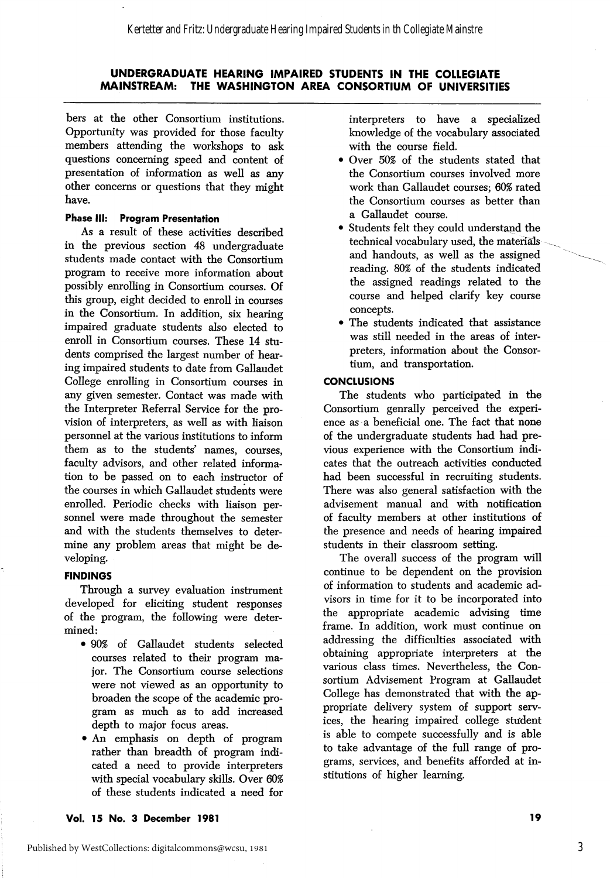bers at the other Consortium institutions. Opportunity was provided for those faculty members attending the workshops to ask questions concerning speed and content of presentation of information as well as any other concerns or questions that they might have.

### Phase III: Program Presentation

As a result of these activities described in the previous section 48 undergraduate students made contact with the Consortium program to receive more information about possibly enrolling in Consortium courses. Of this group, eight decided to enroll in courses in the Consortium. In addition, six hearing impaired graduate students also elected to enroll in Consortium courses. These 14 students comprised the largest number of hearing impaired students to date from Gallaudet College enrolling in Consortium courses in any given semester. Contact was made with the Interpreter Referral Service for the provision of interpreters, as well as with liaison personnel at the various institutions to inform them as to the students' names, courses, faculty advisors, and other related information to be passed on to each instructor of the courses in which Gallaudet students were enrolled. Periodic checks with liaison personnel were made throughout the semester and with the students themselves to determine any problem areas that might be developing.

## FINDINGS

Through a survey evaluation instrument developed for eliciting student responses of the program, the following were determined:

- 90% of Gallaudet students selected courses related to their program major. The Consortium course selections were not viewed as an opportunity to broaden the scope of the academic program as much as to add increased depth to major focus areas.
- An emphasis on depth of program rather than breadth of program indicated a need to provide interpreters with special vocabulary skills. Over 60% of these students indicated a need for interpreters to have a specialized knowledge of the vocabulary associated with the course field.
- Over 50% of the students stated that the Consortium courses involved more work than Gallaudet courses; 60% rated the Consortium courses as better than a Gallaudet course.
- Students felt they could understand the technical vocabulary used, the materials and handouts, as well as the assigned reading. 80% of the students indicated the assigned readings related to the course and helped clarify key course concepts.
- The students indicated that assistance was still needed in the areas of interpreters, information about the Consortium, and transportation.

## CONCLUSIONS

The students who participated in the Consortium genrally perceived the experience as a beneficial one. The fact that none of the undergraduate students had had previous experience with the Consortium indicates that the outreach activities conducted had been successful in recruiting students. There was also general satisfaction with the advisement manual and with notification of faculty members at other institutions of the presence and needs of hearing impaired students in their classroom setting.

The overall success of the program will continue to be dependent on the provision of information to students and academic advisors in time for it to be incorporated into the appropriate academic advising time frame. In addition, work must continue on addressing the difficulties associated with obtaining appropriate interpreters at the various class times. Nevertheless, the Consortium Advisement Program at Gallaudet College has demonstrated that with the appropriate delivery system of support services, the hearing impaired college student is able to compete successfully and is able to take advantage of the full range of programs, services, and benefits afforded at institutions of higher learning.